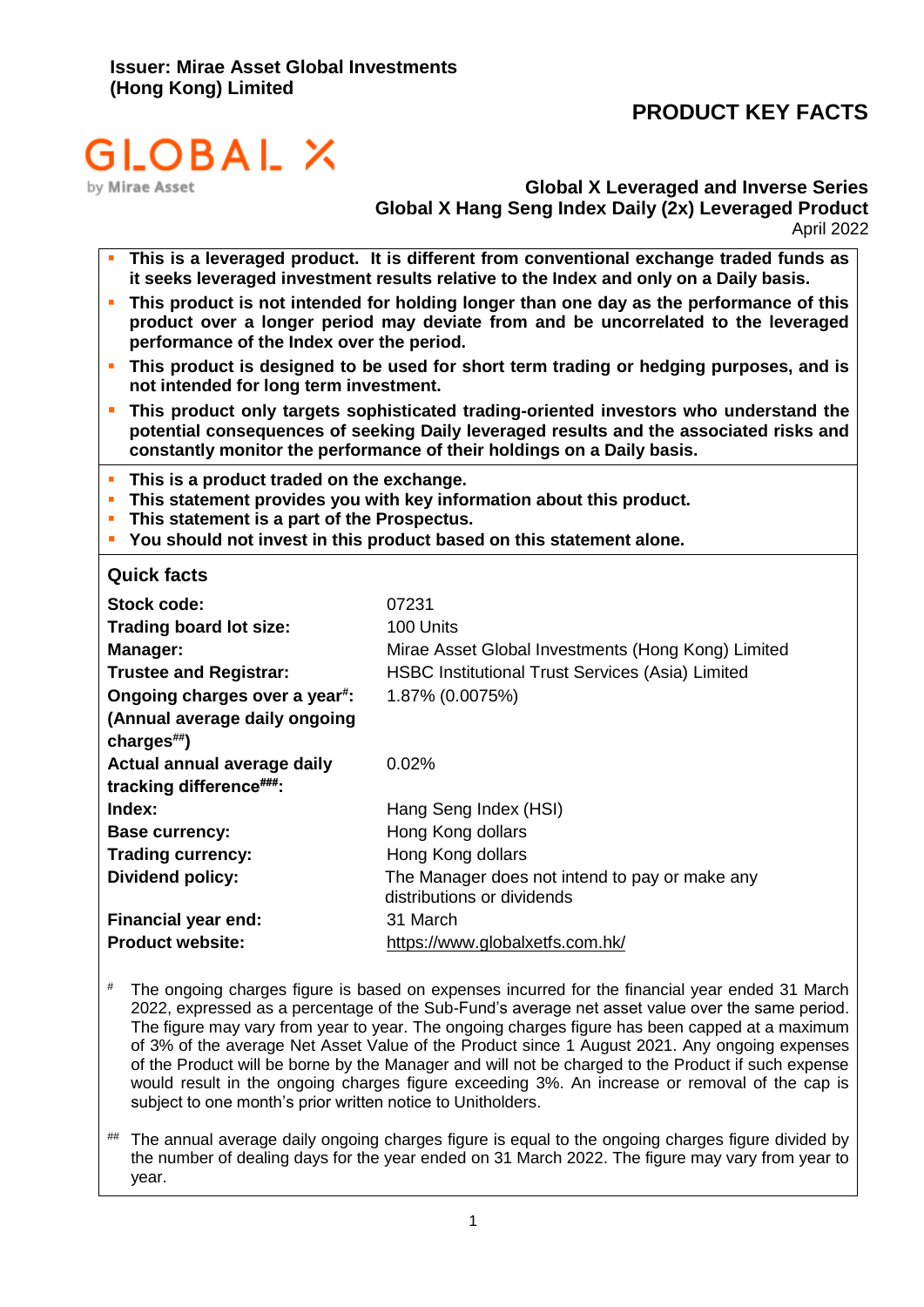**Issuer: Mirae Asset Global Investments (Hong Kong) Limited**

# PRODUCT KEY FACTS

GLOBAL X by Mirae Asset

## Global X Leveraged and Inverse Series
## Global X Hang Seng Index Daily (2x) Leveraged Product

April 2022

- **This is a leveraged product. It is different from conventional exchange traded funds as it seeks leveraged investment results relative to the Index and only on a Daily basis.**
- **This product is not intended for holding longer than one day as the performance of this product over a longer period may deviate from and be uncorrelated to the leveraged performance of the Index over the period.**
- **This product is designed to be used for short term trading or hedging purposes, and is not intended for long term investment.**
- **This product only targets sophisticated trading-oriented investors who understand the potential consequences of seeking Daily leveraged results and the associated risks and constantly monitor the performance of their holdings on a Daily basis.**

- **This is a product traded on the exchange.**
- **This statement provides you with key information about this product.**
- **This statement is a part of the Prospectus.**
- **You should not invest in this product based on this statement alone.**

### Quick facts

| | |
|---|---|
| **Stock code:** | 07231 |
| **Trading board lot size:** | 100 Units |
| **Manager:** | Mirae Asset Global Investments (Hong Kong) Limited |
| **Trustee and Registrar:** | HSBC Institutional Trust Services (Asia) Limited |
| **Ongoing charges over a year[#]: (Annual average daily ongoing charges[##])** | 1.87% (0.0075%) |
| **Actual annual average daily tracking difference[###]:** | 0.02% |
| **Index:** | Hang Seng Index (HSI) |
| **Base currency:** | Hong Kong dollars |
| **Trading currency:** | Hong Kong dollars |
| **Dividend policy:** | The Manager does not intend to pay or make any distributions or dividends |
| **Financial year end:** | 31 March |
| **Product website:** | https://www.globalxetfs.com.hk/ |

[#] The ongoing charges figure is based on expenses incurred for the financial year ended 31 March 2022, expressed as a percentage of the Sub-Fund's average net asset value over the same period. The figure may vary from year to year. The ongoing charges figure has been capped at a maximum of 3% of the average Net Asset Value of the Product since 1 August 2021. Any ongoing expenses of the Product will be borne by the Manager and will not be charged to the Product if such expense would result in the ongoing charges figure exceeding 3%. An increase or removal of the cap is subject to one month's prior written notice to Unitholders.

[##] The annual average daily ongoing charges figure is equal to the ongoing charges figure divided by the number of dealing days for the year ended on 31 March 2022. The figure may vary from year to year.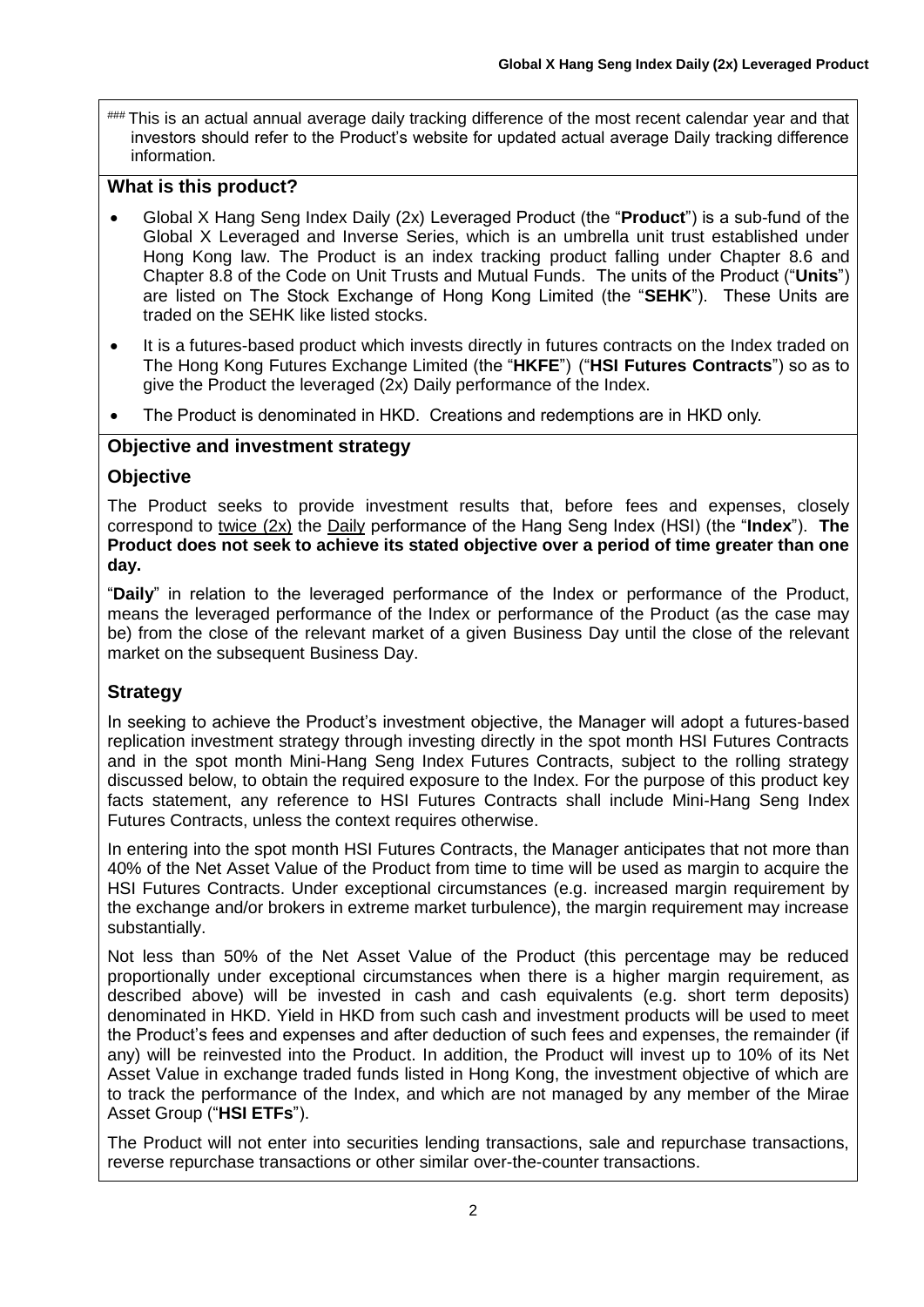### This is an actual annual average daily tracking difference of the most recent calendar year and that investors should refer to the Product's website for updated actual average Daily tracking difference information.

## What is this product?

- Global X Hang Seng Index Daily (2x) Leveraged Product (the "**Product**") is a sub-fund of the Global X Leveraged and Inverse Series, which is an umbrella unit trust established under Hong Kong law. The Product is an index tracking product falling under Chapter 8.6 and Chapter 8.8 of the Code on Unit Trusts and Mutual Funds. The units of the Product ("**Units**") are listed on The Stock Exchange of Hong Kong Limited (the "**SEHK**"). These Units are traded on the SEHK like listed stocks.
- It is a futures-based product which invests directly in futures contracts on the Index traded on The Hong Kong Futures Exchange Limited (the "**HKFE**") ("**HSI Futures Contracts**") so as to give the Product the leveraged (2x) Daily performance of the Index.
- The Product is denominated in HKD. Creations and redemptions are in HKD only.

## Objective and investment strategy

### Objective

The Product seeks to provide investment results that, before fees and expenses, closely correspond to twice (2x) the Daily performance of the Hang Seng Index (HSI) (the "**Index**"). **The Product does not seek to achieve its stated objective over a period of time greater than one day.**

"**Daily**" in relation to the leveraged performance of the Index or performance of the Product, means the leveraged performance of the Index or performance of the Product (as the case may be) from the close of the relevant market of a given Business Day until the close of the relevant market on the subsequent Business Day.

### Strategy

In seeking to achieve the Product's investment objective, the Manager will adopt a futures-based replication investment strategy through investing directly in the spot month HSI Futures Contracts and in the spot month Mini-Hang Seng Index Futures Contracts, subject to the rolling strategy discussed below, to obtain the required exposure to the Index. For the purpose of this product key facts statement, any reference to HSI Futures Contracts shall include Mini-Hang Seng Index Futures Contracts, unless the context requires otherwise.

In entering into the spot month HSI Futures Contracts, the Manager anticipates that not more than 40% of the Net Asset Value of the Product from time to time will be used as margin to acquire the HSI Futures Contracts. Under exceptional circumstances (e.g. increased margin requirement by the exchange and/or brokers in extreme market turbulence), the margin requirement may increase substantially.

Not less than 50% of the Net Asset Value of the Product (this percentage may be reduced proportionally under exceptional circumstances when there is a higher margin requirement, as described above) will be invested in cash and cash equivalents (e.g. short term deposits) denominated in HKD. Yield in HKD from such cash and investment products will be used to meet the Product's fees and expenses and after deduction of such fees and expenses, the remainder (if any) will be reinvested into the Product. In addition, the Product will invest up to 10% of its Net Asset Value in exchange traded funds listed in Hong Kong, the investment objective of which are to track the performance of the Index, and which are not managed by any member of the Mirae Asset Group ("**HSI ETFs**").

The Product will not enter into securities lending transactions, sale and repurchase transactions, reverse repurchase transactions or other similar over-the-counter transactions.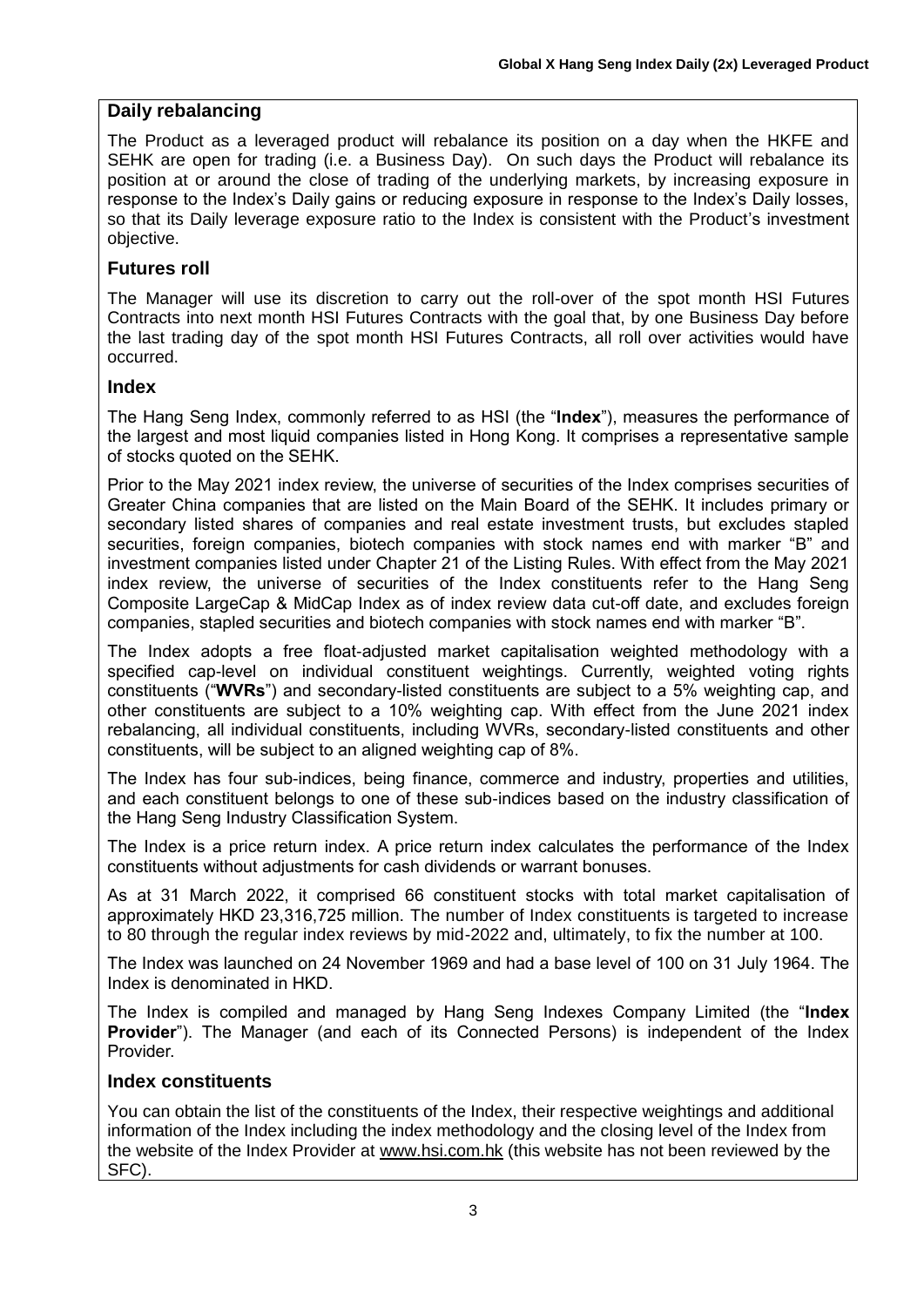## Daily rebalancing

The Product as a leveraged product will rebalance its position on a day when the HKFE and SEHK are open for trading (i.e. a Business Day). On such days the Product will rebalance its position at or around the close of trading of the underlying markets, by increasing exposure in response to the Index's Daily gains or reducing exposure in response to the Index's Daily losses, so that its Daily leverage exposure ratio to the Index is consistent with the Product's investment objective.

## Futures roll

The Manager will use its discretion to carry out the roll-over of the spot month HSI Futures Contracts into next month HSI Futures Contracts with the goal that, by one Business Day before the last trading day of the spot month HSI Futures Contracts, all roll over activities would have occurred.

## Index

The Hang Seng Index, commonly referred to as HSI (the "**Index**"), measures the performance of the largest and most liquid companies listed in Hong Kong. It comprises a representative sample of stocks quoted on the SEHK.

Prior to the May 2021 index review, the universe of securities of the Index comprises securities of Greater China companies that are listed on the Main Board of the SEHK. It includes primary or secondary listed shares of companies and real estate investment trusts, but excludes stapled securities, foreign companies, biotech companies with stock names end with marker "B" and investment companies listed under Chapter 21 of the Listing Rules. With effect from the May 2021 index review, the universe of securities of the Index constituents refer to the Hang Seng Composite LargeCap & MidCap Index as of index review data cut-off date, and excludes foreign companies, stapled securities and biotech companies with stock names end with marker "B".

The Index adopts a free float-adjusted market capitalisation weighted methodology with a specified cap-level on individual constituent weightings. Currently, weighted voting rights constituents ("**WVRs**") and secondary-listed constituents are subject to a 5% weighting cap, and other constituents are subject to a 10% weighting cap. With effect from the June 2021 index rebalancing, all individual constituents, including WVRs, secondary-listed constituents and other constituents, will be subject to an aligned weighting cap of 8%.

The Index has four sub-indices, being finance, commerce and industry, properties and utilities, and each constituent belongs to one of these sub-indices based on the industry classification of the Hang Seng Industry Classification System.

The Index is a price return index. A price return index calculates the performance of the Index constituents without adjustments for cash dividends or warrant bonuses.

As at 31 March 2022, it comprised 66 constituent stocks with total market capitalisation of approximately HKD 23,316,725 million. The number of Index constituents is targeted to increase to 80 through the regular index reviews by mid-2022 and, ultimately, to fix the number at 100.

The Index was launched on 24 November 1969 and had a base level of 100 on 31 July 1964. The Index is denominated in HKD.

The Index is compiled and managed by Hang Seng Indexes Company Limited (the "**Index Provider**"). The Manager (and each of its Connected Persons) is independent of the Index Provider.

## Index constituents

You can obtain the list of the constituents of the Index, their respective weightings and additional information of the Index including the index methodology and the closing level of the Index from the website of the Index Provider at www.hsi.com.hk (this website has not been reviewed by the SFC).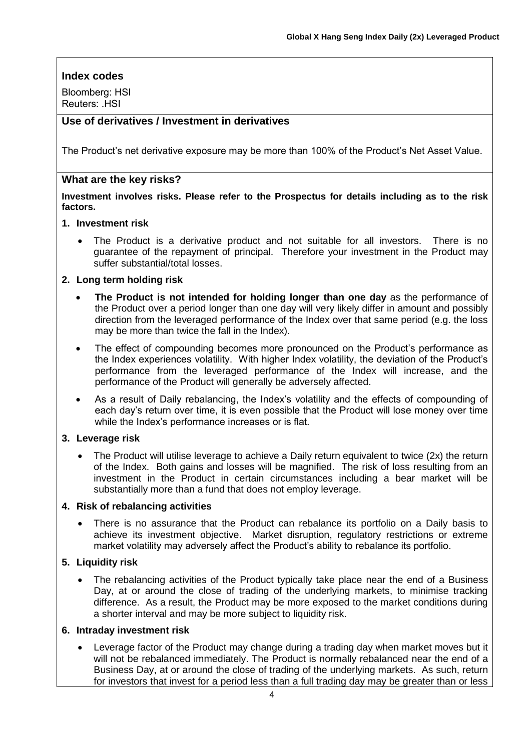## Index codes

Bloomberg: HSI
Reuters: .HSI

## Use of derivatives / Investment in derivatives

The Product's net derivative exposure may be more than 100% of the Product's Net Asset Value.

## What are the key risks?

**Investment involves risks. Please refer to the Prospectus for details including as to the risk factors.**

### 1. Investment risk

- The Product is a derivative product and not suitable for all investors. There is no guarantee of the repayment of principal. Therefore your investment in the Product may suffer substantial/total losses.

### 2. Long term holding risk

- **The Product is not intended for holding longer than one day** as the performance of the Product over a period longer than one day will very likely differ in amount and possibly direction from the leveraged performance of the Index over that same period (e.g. the loss may be more than twice the fall in the Index).
- The effect of compounding becomes more pronounced on the Product's performance as the Index experiences volatility. With higher Index volatility, the deviation of the Product's performance from the leveraged performance of the Index will increase, and the performance of the Product will generally be adversely affected.
- As a result of Daily rebalancing, the Index's volatility and the effects of compounding of each day's return over time, it is even possible that the Product will lose money over time while the Index's performance increases or is flat.

### 3. Leverage risk

- The Product will utilise leverage to achieve a Daily return equivalent to twice (2x) the return of the Index. Both gains and losses will be magnified. The risk of loss resulting from an investment in the Product in certain circumstances including a bear market will be substantially more than a fund that does not employ leverage.

### 4. Risk of rebalancing activities

- There is no assurance that the Product can rebalance its portfolio on a Daily basis to achieve its investment objective. Market disruption, regulatory restrictions or extreme market volatility may adversely affect the Product's ability to rebalance its portfolio.

### 5. Liquidity risk

- The rebalancing activities of the Product typically take place near the end of a Business Day, at or around the close of trading of the underlying markets, to minimise tracking difference. As a result, the Product may be more exposed to the market conditions during a shorter interval and may be more subject to liquidity risk.

### 6. Intraday investment risk

- Leverage factor of the Product may change during a trading day when market moves but it will not be rebalanced immediately. The Product is normally rebalanced near the end of a Business Day, at or around the close of trading of the underlying markets. As such, return for investors that invest for a period less than a full trading day may be greater than or less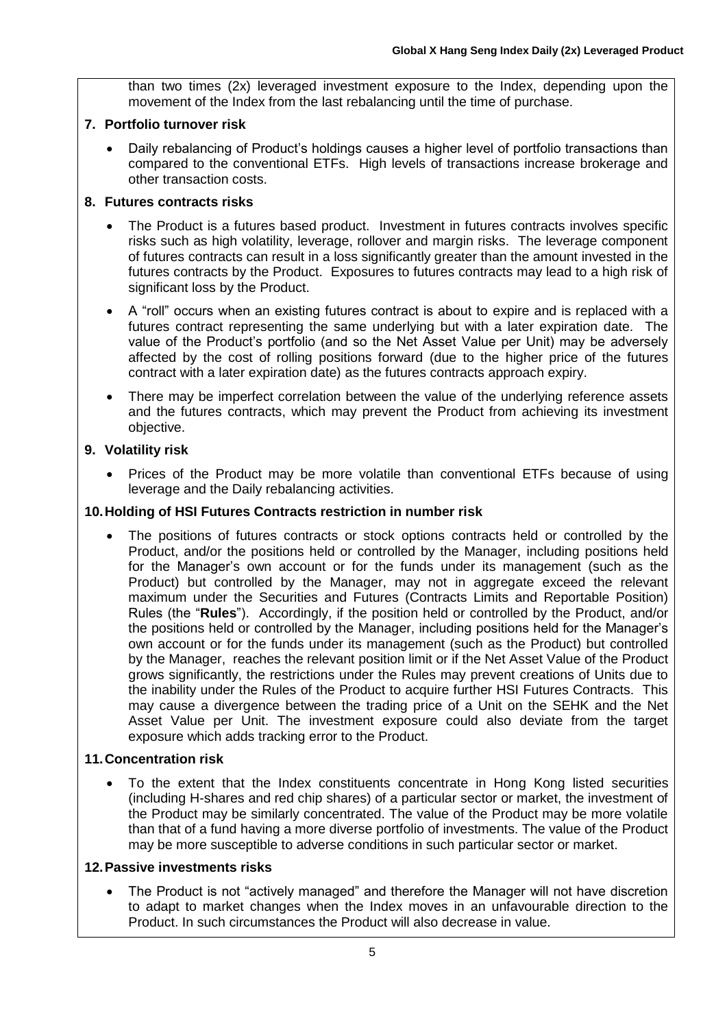than two times (2x) leveraged investment exposure to the Index, depending upon the movement of the Index from the last rebalancing until the time of purchase.

**7. Portfolio turnover risk**

- Daily rebalancing of Product's holdings causes a higher level of portfolio transactions than compared to the conventional ETFs. High levels of transactions increase brokerage and other transaction costs.

**8. Futures contracts risks**

- The Product is a futures based product. Investment in futures contracts involves specific risks such as high volatility, leverage, rollover and margin risks. The leverage component of futures contracts can result in a loss significantly greater than the amount invested in the futures contracts by the Product. Exposures to futures contracts may lead to a high risk of significant loss by the Product.
- A "roll" occurs when an existing futures contract is about to expire and is replaced with a futures contract representing the same underlying but with a later expiration date. The value of the Product's portfolio (and so the Net Asset Value per Unit) may be adversely affected by the cost of rolling positions forward (due to the higher price of the futures contract with a later expiration date) as the futures contracts approach expiry.
- There may be imperfect correlation between the value of the underlying reference assets and the futures contracts, which may prevent the Product from achieving its investment objective.

**9. Volatility risk**

- Prices of the Product may be more volatile than conventional ETFs because of using leverage and the Daily rebalancing activities.

**10. Holding of HSI Futures Contracts restriction in number risk**

- The positions of futures contracts or stock options contracts held or controlled by the Product, and/or the positions held or controlled by the Manager, including positions held for the Manager's own account or for the funds under its management (such as the Product) but controlled by the Manager, may not in aggregate exceed the relevant maximum under the Securities and Futures (Contracts Limits and Reportable Position) Rules (the "**Rules**"). Accordingly, if the position held or controlled by the Product, and/or the positions held or controlled by the Manager, including positions held for the Manager's own account or for the funds under its management (such as the Product) but controlled by the Manager, reaches the relevant position limit or if the Net Asset Value of the Product grows significantly, the restrictions under the Rules may prevent creations of Units due to the inability under the Rules of the Product to acquire further HSI Futures Contracts. This may cause a divergence between the trading price of a Unit on the SEHK and the Net Asset Value per Unit. The investment exposure could also deviate from the target exposure which adds tracking error to the Product.

**11. Concentration risk**

- To the extent that the Index constituents concentrate in Hong Kong listed securities (including H-shares and red chip shares) of a particular sector or market, the investment of the Product may be similarly concentrated. The value of the Product may be more volatile than that of a fund having a more diverse portfolio of investments. The value of the Product may be more susceptible to adverse conditions in such particular sector or market.

**12. Passive investments risks**

- The Product is not "actively managed" and therefore the Manager will not have discretion to adapt to market changes when the Index moves in an unfavourable direction to the Product. In such circumstances the Product will also decrease in value.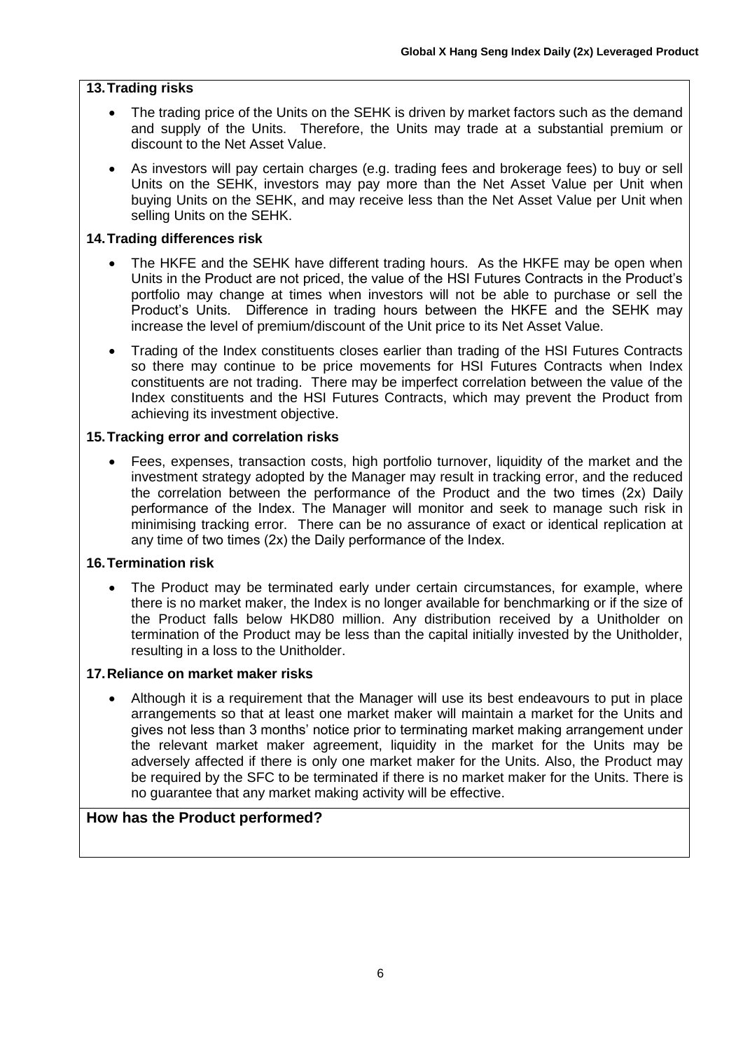### 13. Trading risks

- The trading price of the Units on the SEHK is driven by market factors such as the demand and supply of the Units. Therefore, the Units may trade at a substantial premium or discount to the Net Asset Value.
- As investors will pay certain charges (e.g. trading fees and brokerage fees) to buy or sell Units on the SEHK, investors may pay more than the Net Asset Value per Unit when buying Units on the SEHK, and may receive less than the Net Asset Value per Unit when selling Units on the SEHK.

### 14. Trading differences risk

- The HKFE and the SEHK have different trading hours. As the HKFE may be open when Units in the Product are not priced, the value of the HSI Futures Contracts in the Product's portfolio may change at times when investors will not be able to purchase or sell the Product's Units. Difference in trading hours between the HKFE and the SEHK may increase the level of premium/discount of the Unit price to its Net Asset Value.
- Trading of the Index constituents closes earlier than trading of the HSI Futures Contracts so there may continue to be price movements for HSI Futures Contracts when Index constituents are not trading. There may be imperfect correlation between the value of the Index constituents and the HSI Futures Contracts, which may prevent the Product from achieving its investment objective.

### 15. Tracking error and correlation risks

- Fees, expenses, transaction costs, high portfolio turnover, liquidity of the market and the investment strategy adopted by the Manager may result in tracking error, and the reduced the correlation between the performance of the Product and the two times (2x) Daily performance of the Index. The Manager will monitor and seek to manage such risk in minimising tracking error. There can be no assurance of exact or identical replication at any time of two times (2x) the Daily performance of the Index.

### 16. Termination risk

- The Product may be terminated early under certain circumstances, for example, where there is no market maker, the Index is no longer available for benchmarking or if the size of the Product falls below HKD80 million. Any distribution received by a Unitholder on termination of the Product may be less than the capital initially invested by the Unitholder, resulting in a loss to the Unitholder.

### 17. Reliance on market maker risks

- Although it is a requirement that the Manager will use its best endeavours to put in place arrangements so that at least one market maker will maintain a market for the Units and gives not less than 3 months' notice prior to terminating market making arrangement under the relevant market maker agreement, liquidity in the market for the Units may be adversely affected if there is only one market maker for the Units. Also, the Product may be required by the SFC to be terminated if there is no market maker for the Units. There is no guarantee that any market making activity will be effective.

## How has the Product performed?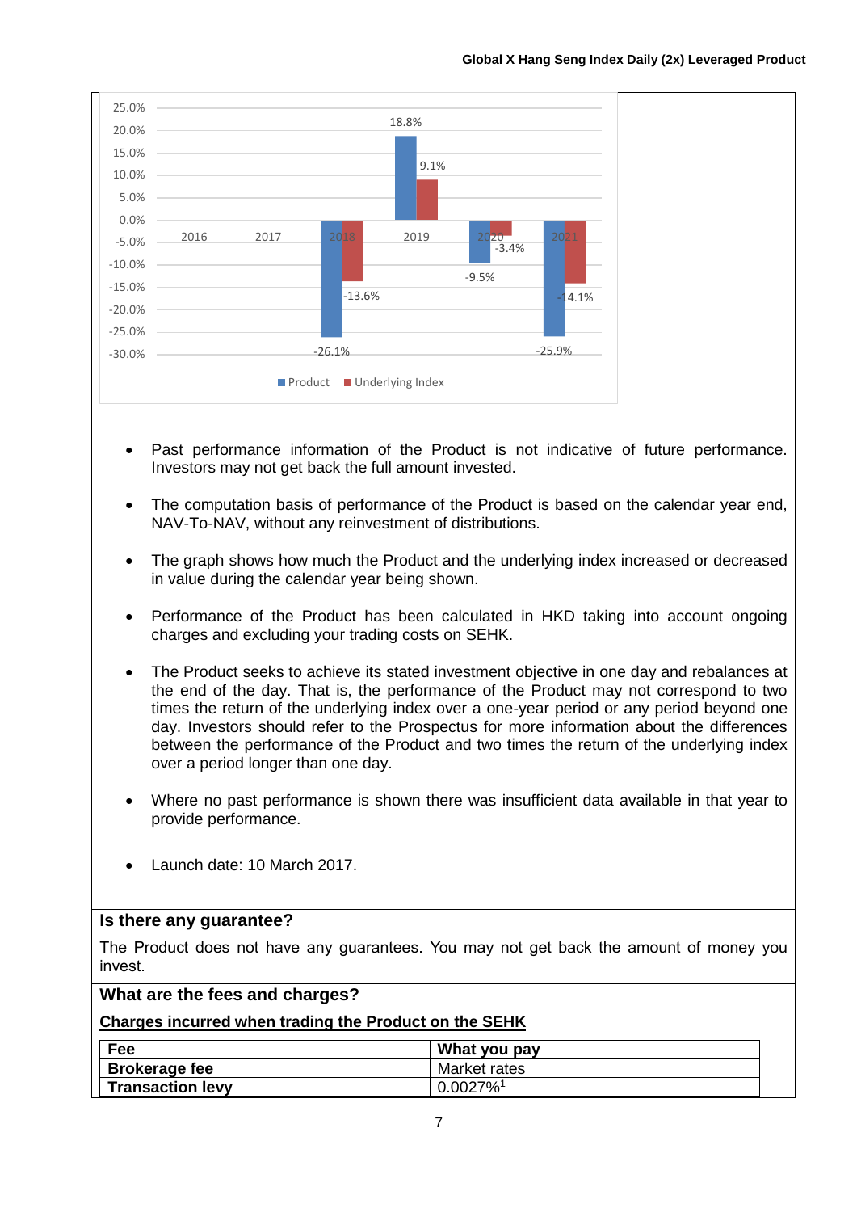| Year | Product | Underlying Index |
| --- | --- | --- |
| 2016 | | |
| 2017 | | |
| 2018 | -26.1% | -13.6% |
| 2019 | 18.8% | 9.1% |
| 2020 | -9.5% | -3.4% |
| 2021 | -25.9% | -14.1% |

- Past performance information of the Product is not indicative of future performance. Investors may not get back the full amount invested.
- The computation basis of performance of the Product is based on the calendar year end, NAV-To-NAV, without any reinvestment of distributions.
- The graph shows how much the Product and the underlying index increased or decreased in value during the calendar year being shown.
- Performance of the Product has been calculated in HKD taking into account ongoing charges and excluding your trading costs on SEHK.
- The Product seeks to achieve its stated investment objective in one day and rebalances at the end of the day. That is, the performance of the Product may not correspond to two times the return of the underlying index over a one-year period or any period beyond one day. Investors should refer to the Prospectus for more information about the differences between the performance of the Product and two times the return of the underlying index over a period longer than one day.
- Where no past performance is shown there was insufficient data available in that year to provide performance.
- Launch date: 10 March 2017.

## Is there any guarantee?

The Product does not have any guarantees. You may not get back the amount of money you invest.

## What are the fees and charges?

**Charges incurred when trading the Product on the SEHK**

| Fee | What you pay |
| --- | --- |
| **Brokerage fee** | Market rates |
| **Transaction levy** | 0.0027%[1] |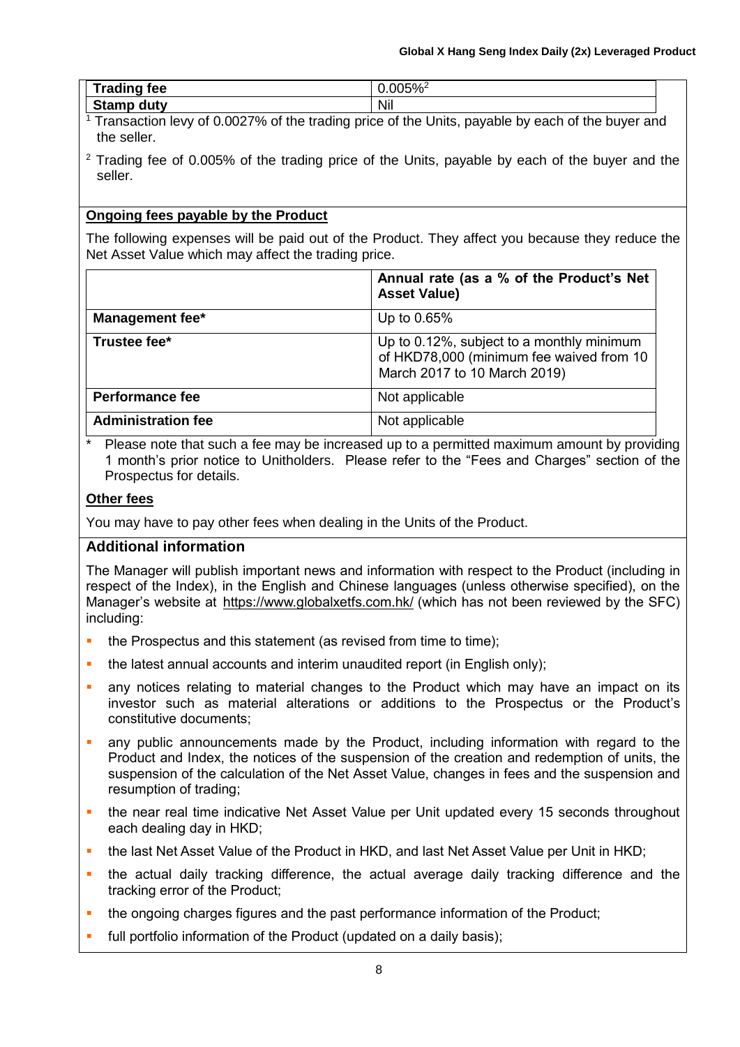| | |
|---|---|
| **Trading fee** | 0.005%[2] |
| **Stamp duty** | Nil |

[1] Transaction levy of 0.0027% of the trading price of the Units, payable by each of the buyer and the seller.

[2] Trading fee of 0.005% of the trading price of the Units, payable by each of the buyer and the seller.

**Ongoing fees payable by the Product**

The following expenses will be paid out of the Product. They affect you because they reduce the Net Asset Value which may affect the trading price.

| | **Annual rate (as a % of the Product's Net Asset Value)** |
|---|---|
| **Management fee*** | Up to 0.65% |
| **Trustee fee*** | Up to 0.12%, subject to a monthly minimum of HKD78,000 (minimum fee waived from 10 March 2017 to 10 March 2019) |
| **Performance fee** | Not applicable |
| **Administration fee** | Not applicable |

\* Please note that such a fee may be increased up to a permitted maximum amount by providing 1 month's prior notice to Unitholders. Please refer to the "Fees and Charges" section of the Prospectus for details.

**Other fees**

You may have to pay other fees when dealing in the Units of the Product.

## Additional information

The Manager will publish important news and information with respect to the Product (including in respect of the Index), in the English and Chinese languages (unless otherwise specified), on the Manager's website at https://www.globalxetfs.com.hk/ (which has not been reviewed by the SFC) including:

- the Prospectus and this statement (as revised from time to time);
- the latest annual accounts and interim unaudited report (in English only);
- any notices relating to material changes to the Product which may have an impact on its investor such as material alterations or additions to the Prospectus or the Product's constitutive documents;
- any public announcements made by the Product, including information with regard to the Product and Index, the notices of the suspension of the creation and redemption of units, the suspension of the calculation of the Net Asset Value, changes in fees and the suspension and resumption of trading;
- the near real time indicative Net Asset Value per Unit updated every 15 seconds throughout each dealing day in HKD;
- the last Net Asset Value of the Product in HKD, and last Net Asset Value per Unit in HKD;
- the actual daily tracking difference, the actual average daily tracking difference and the tracking error of the Product;
- the ongoing charges figures and the past performance information of the Product;
- full portfolio information of the Product (updated on a daily basis);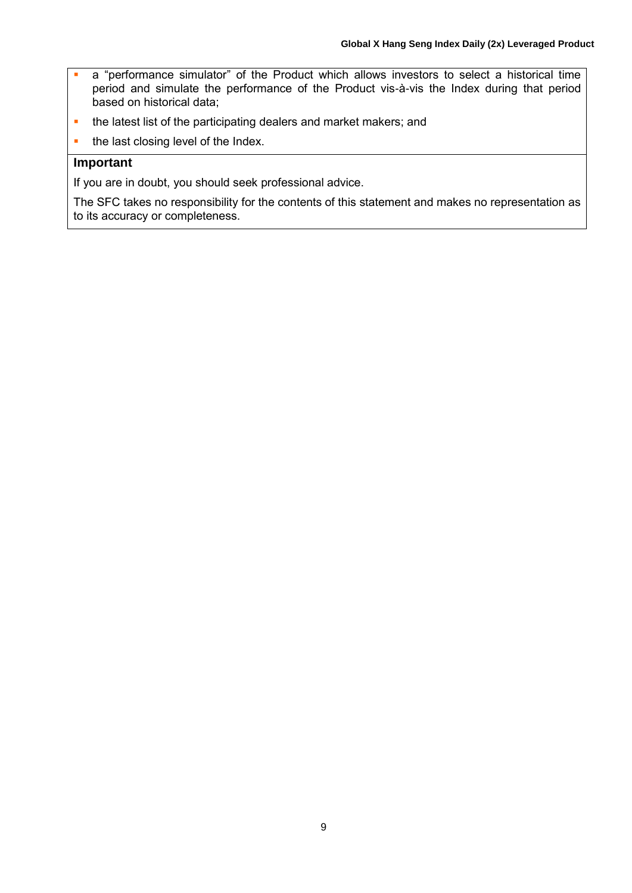- a "performance simulator" of the Product which allows investors to select a historical time period and simulate the performance of the Product vis-à-vis the Index during that period based on historical data;
- the latest list of the participating dealers and market makers; and
- the last closing level of the Index.

## Important

If you are in doubt, you should seek professional advice.

The SFC takes no responsibility for the contents of this statement and makes no representation as to its accuracy or completeness.